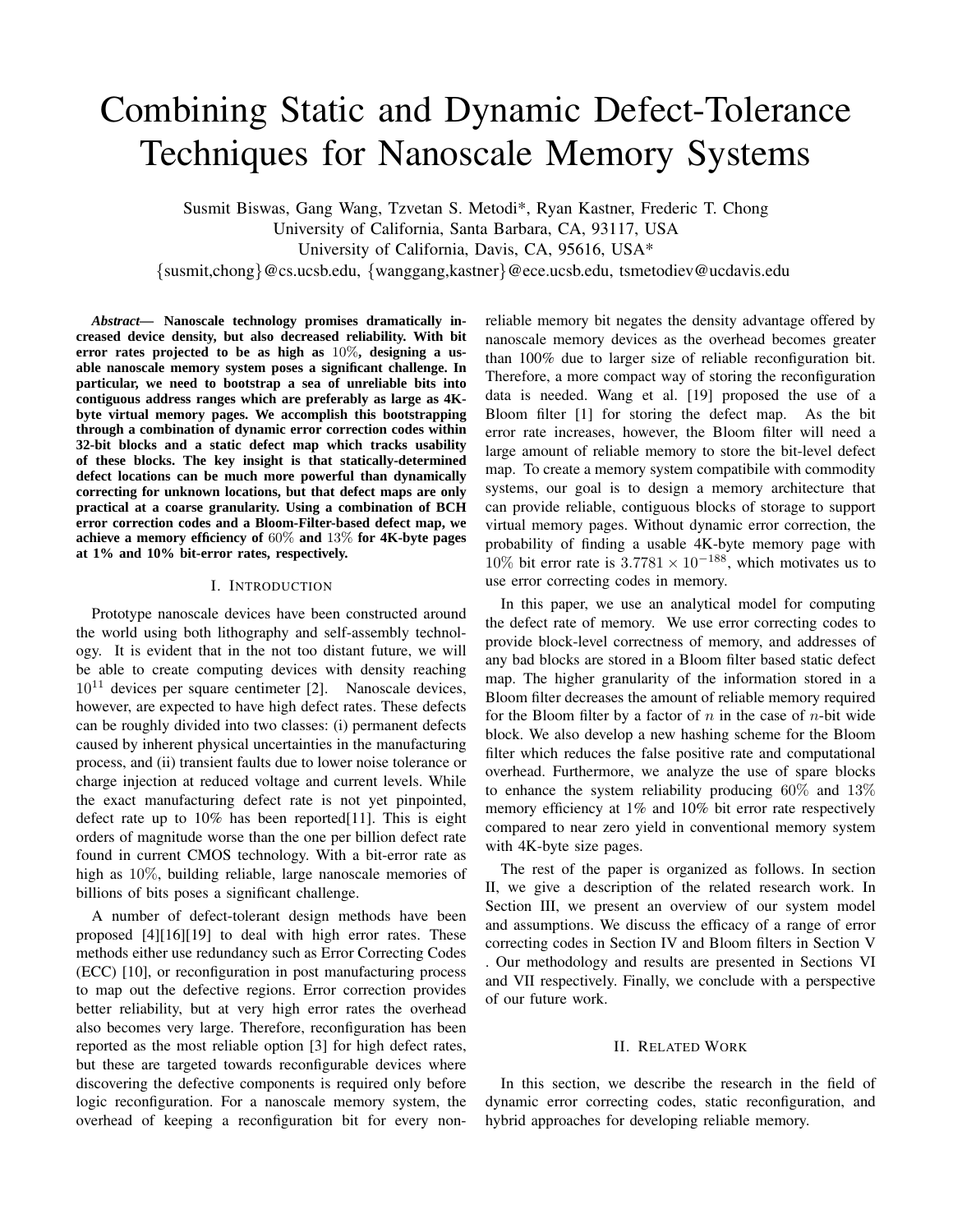# Combining Static and Dynamic Defect-Tolerance Techniques for Nanoscale Memory Systems

Susmit Biswas, Gang Wang, Tzvetan S. Metodi*, Ryan Kastner, Frederic T. Chong
University of California, Santa Barbara, CA, 93117, USA
University of California, Davis, CA, 95616, USA*
{susmit,chong}@cs.ucsb.edu, {wanggang,kastner}@ece.ucsb.edu, tsmetodiev@ucdavis.edu

***Abstract*— Nanoscale technology promises dramatically increased device density, but also decreased reliability. With bit error rates projected to be as high as $10\%$, designing a usable nanoscale memory system poses a significant challenge. In particular, we need to bootstrap a sea of unreliable bits into contiguous address ranges which are preferably as large as 4K-byte virtual memory pages. We accomplish this bootstrapping through a combination of dynamic error correction codes within 32-bit blocks and a static defect map which tracks usability of these blocks. The key insight is that statically-determined defect locations can be much more powerful than dynamically correcting for unknown locations, but that defect maps are only practical at a coarse granularity. Using a combination of BCH error correction codes and a Bloom-Filter-based defect map, we achieve a memory efficiency of $60\%$ and $13\%$ for 4K-byte pages at 1% and 10% bit-error rates, respectively.**

## I. Introduction

Prototype nanoscale devices have been constructed around the world using both lithography and self-assembly technology. It is evident that in the not too distant future, we will be able to create computing devices with density reaching $10^{11}$ devices per square centimeter [2]. Nanoscale devices, however, are expected to have high defect rates. These defects can be roughly divided into two classes: (i) permanent defects caused by inherent physical uncertainties in the manufacturing process, and (ii) transient faults due to lower noise tolerance or charge injection at reduced voltage and current levels. While the exact manufacturing defect rate is not yet pinpointed, defect rate up to 10% has been reported[11]. This is eight orders of magnitude worse than the one per billion defect rate found in current CMOS technology. With a bit-error rate as high as $10\%$, building reliable, large nanoscale memories of billions of bits poses a significant challenge.

A number of defect-tolerant design methods have been proposed [4][16][19] to deal with high error rates. These methods either use redundancy such as Error Correcting Codes (ECC) [10], or reconfiguration in post manufacturing process to map out the defective regions. Error correction provides better reliability, but at very high error rates the overhead also becomes very large. Therefore, reconfiguration has been reported as the most reliable option [3] for high defect rates, but these are targeted towards reconfigurable devices where discovering the defective components is required only before logic reconfiguration. For a nanoscale memory system, the overhead of keeping a reconfiguration bit for every non-reliable memory bit negates the density advantage offered by nanoscale memory devices as the overhead becomes greater than 100% due to larger size of reliable reconfiguration bit. Therefore, a more compact way of storing the reconfiguration data is needed. Wang et al. [19] proposed the use of a Bloom filter [1] for storing the defect map. As the bit error rate increases, however, the Bloom filter will need a large amount of reliable memory to store the bit-level defect map. To create a memory system compatibile with commodity systems, our goal is to design a memory architecture that can provide reliable, contiguous blocks of storage to support virtual memory pages. Without dynamic error correction, the probability of finding a usable 4K-byte memory page with $10\%$ bit error rate is $3.7781 \times 10^{-188}$, which motivates us to use error correcting codes in memory.

In this paper, we use an analytical model for computing the defect rate of memory. We use error correcting codes to provide block-level correctness of memory, and addresses of any bad blocks are stored in a Bloom filter based static defect map. The higher granularity of the information stored in a Bloom filter decreases the amount of reliable memory required for the Bloom filter by a factor of $n$ in the case of $n$-bit wide block. We also develop a new hashing scheme for the Bloom filter which reduces the false positive rate and computational overhead. Furthermore, we analyze the use of spare blocks to enhance the system reliability producing $60\%$ and $13\%$ memory efficiency at 1% and 10% bit error rate respectively compared to near zero yield in conventional memory system with 4K-byte size pages.

The rest of the paper is organized as follows. In section II, we give a description of the related research work. In Section III, we present an overview of our system model and assumptions. We discuss the efficacy of a range of error correcting codes in Section IV and Bloom filters in Section V . Our methodology and results are presented in Sections VI and VII respectively. Finally, we conclude with a perspective of our future work.

## II. Related Work

In this section, we describe the research in the field of dynamic error correcting codes, static reconfiguration, and hybrid approaches for developing reliable memory.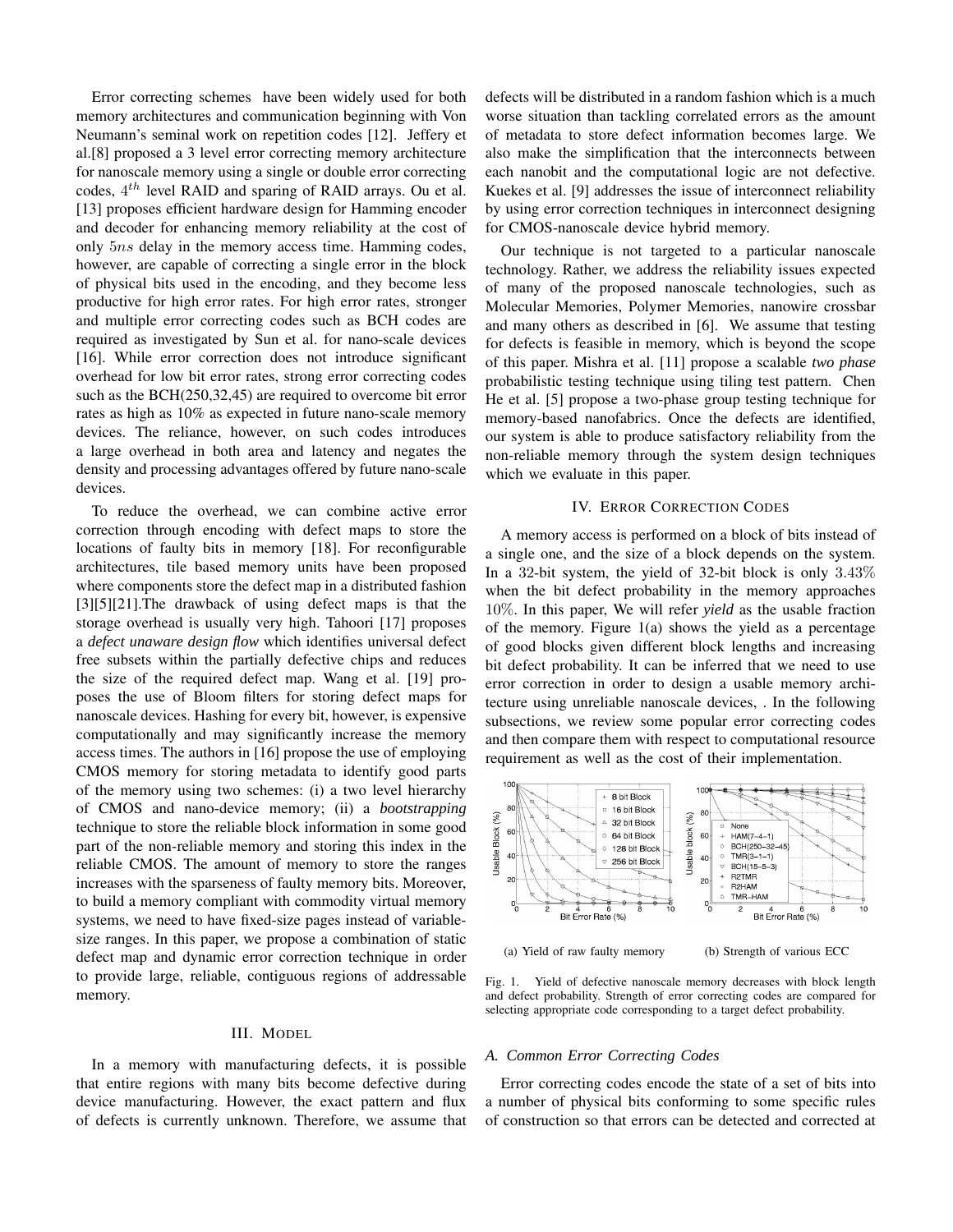Error correcting schemes have been widely used for both memory architectures and communication beginning with Von Neumann's seminal work on repetition codes [12]. Jeffery et al.[8] proposed a 3 level error correcting memory architecture for nanoscale memory using a single or double error correcting codes, $4^{th}$ level RAID and sparing of RAID arrays. Ou et al. [13] proposes efficient hardware design for Hamming encoder and decoder for enhancing memory reliability at the cost of only $5ns$ delay in the memory access time. Hamming codes, however, are capable of correcting a single error in the block of physical bits used in the encoding, and they become less productive for high error rates. For high error rates, stronger and multiple error correcting codes such as BCH codes are required as investigated by Sun et al. for nano-scale devices [16]. While error correction does not introduce significant overhead for low bit error rates, strong error correcting codes such as the BCH(250,32,45) are required to overcome bit error rates as high as 10% as expected in future nano-scale memory devices. The reliance, however, on such codes introduces a large overhead in both area and latency and negates the density and processing advantages offered by future nano-scale devices.

To reduce the overhead, we can combine active error correction through encoding with defect maps to store the locations of faulty bits in memory [18]. For reconfigurable architectures, tile based memory units have been proposed where components store the defect map in a distributed fashion [3][5][21].The drawback of using defect maps is that the storage overhead is usually very high. Tahoori [17] proposes a ***defect unaware design flow*** which identifies universal defect free subsets within the partially defective chips and reduces the size of the required defect map. Wang et al. [19] proposes the use of Bloom filters for storing defect maps for nanoscale devices. Hashing for every bit, however, is expensive computationally and may significantly increase the memory access times. The authors in [16] propose the use of employing CMOS memory for storing metadata to identify good parts of the memory using two schemes: (i) a two level hierarchy of CMOS and nano-device memory; (ii) a ***bootstrapping*** technique to store the reliable block information in some good part of the non-reliable memory and storing this index in the reliable CMOS. The amount of memory to store the ranges increases with the sparseness of faulty memory bits. Moreover, to build a memory compliant with commodity virtual memory systems, we need to have fixed-size pages instead of variable-size ranges. In this paper, we propose a combination of static defect map and dynamic error correction technique in order to provide large, reliable, contiguous regions of addressable memory.

## III. Model

In a memory with manufacturing defects, it is possible that entire regions with many bits become defective during device manufacturing. However, the exact pattern and flux of defects is currently unknown. Therefore, we assume that defects will be distributed in a random fashion which is a much worse situation than tackling correlated errors as the amount of metadata to store defect information becomes large. We also make the simplification that the interconnects between each nanobit and the computational logic are not defective. Kuekes et al. [9] addresses the issue of interconnect reliability by using error correction techniques in interconnect designing for CMOS-nanoscale device hybrid memory.

Our technique is not targeted to a particular nanoscale technology. Rather, we address the reliability issues expected of many of the proposed nanoscale technologies, such as Molecular Memories, Polymer Memories, nanowire crossbar and many others as described in [6]. We assume that testing for defects is feasible in memory, which is beyond the scope of this paper. Mishra et al. [11] propose a scalable *two phase* probabilistic testing technique using tiling test pattern. Chen He et al. [5] propose a two-phase group testing technique for memory-based nanofabrics. Once the defects are identified, our system is able to produce satisfactory reliability from the non-reliable memory through the system design techniques which we evaluate in this paper.

## IV. Error Correction Codes

A memory access is performed on a block of bits instead of a single one, and the size of a block depends on the system. In a 32-bit system, the yield of 32-bit block is only $3.43\%$ when the bit defect probability in the memory approaches $10\%$. In this paper, We will refer *yield* as the usable fraction of the memory. Figure 1(a) shows the yield as a percentage of good blocks given different block lengths and increasing bit defect probability. It can be inferred that we need to use error correction in order to design a usable memory architecture using unreliable nanoscale devices, . In the following subsections, we review some popular error correcting codes and then compare them with respect to computational resource requirement as well as the cost of their implementation.

(a) Yield of raw faulty memory

(b) Strength of various ECC

Fig. 1. Yield of defective nanoscale memory decreases with block length and defect probability. Strength of error correcting codes are compared for selecting appropriate code corresponding to a target defect probability.

### A. Common Error Correcting Codes

Error correcting codes encode the state of a set of bits into a number of physical bits conforming to some specific rules of construction so that errors can be detected and corrected at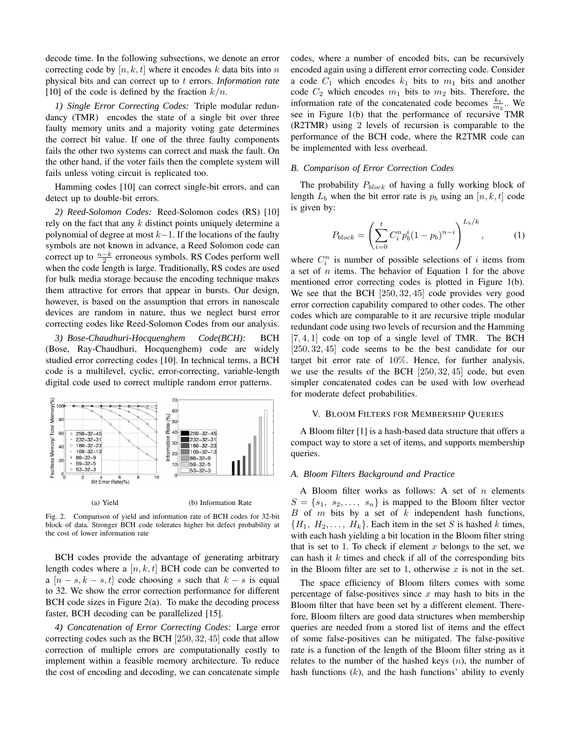decode time. In the following subsections, we denote an error correcting code by $[n, k, t]$ where it encodes $k$ data bits into $n$ physical bits and can correct up to $t$ errors. *Information rate* [10] of the code is defined by the fraction $k/n$.

*1) Single Error Correcting Codes:* Triple modular redundancy (TMR) encodes the state of a single bit over three faulty memory units and a majority voting gate determines the correct bit value. If one of the three faulty components fails the other two systems can correct and mask the fault. On the other hand, if the voter fails then the complete system will fails unless voting circuit is replicated too.

Hamming codes [10] can correct single-bit errors, and can detect up to double-bit errors.

*2) Reed-Solomon Codes:* Reed-Solomon codes (RS) [10] rely on the fact that any $k$ distinct points uniquely determine a polynomial of degree at most $k-1$. If the locations of the faulty symbols are not known in advance, a Reed Solomon code can correct up to $\frac{n-k}{2}$ erroneous symbols. RS Codes perform well when the code length is large. Traditionally, RS codes are used for bulk media storage because the encoding technique makes them attractive for errors that appear in bursts. Our design, however, is based on the assumption that errors in nanoscale devices are random in nature, thus we neglect burst error correcting codes like Reed-Solomon Codes from our analysis.

*3) Bose-Chaudhuri-Hocquenghem Code(BCH):* BCH (Bose, Ray-Chaudhuri, Hocquenghem) code are widely studied error correcting codes [10]. In technical terms, a BCH code is a multilevel, cyclic, error-correcting, variable-length digital code used to correct multiple random error patterns.

(a) Yield (b) Information Rate

Fig. 2. Comparison of yield and information rate of BCH codes for 32-bit block of data. Stronger BCH code tolerates higher bit defect probability at the cost of lower information rate

BCH codes provide the advantage of generating arbitrary length codes where a $[n, k, t]$ BCH code can be converted to a $[n-s, k-s, t]$ code choosing $s$ such that $k-s$ is equal to 32. We show the error correction performance for different BCH code sizes in Figure 2(a). To make the decoding process faster, BCH decoding can be parallelized [15].

*4) Concatenation of Error Correcting Codes:* Large error correcting codes such as the BCH $[250, 32, 45]$ code that allow correction of multiple errors are computationally costly to implement within a feasible memory architecture. To reduce the cost of encoding and decoding, we can concatenate simple codes, where a number of encoded bits, can be recursively encoded again using a different error correcting code. Consider a code $C_1$ which encodes $k_1$ bits to $m_1$ bits and another code $C_2$ which encodes $m_1$ bits to $m_2$ bits. Therefore, the information rate of the concatenated code becomes $\frac{k_1}{m_2}$.. We see in Figure 1(b) that the performance of recursive TMR (R2TMR) using 2 levels of recursion is comparable to the performance of the BCH code, where the R2TMR code can be implemented with less overhead.

### B. Comparison of Error Correction Codes

The probability $P_{block}$ of having a fully working block of length $L_b$ when the bit error rate is $p_b$ using an $[n, k, t]$ code is given by:

$$P_{block} = \left( \sum_{i=0}^{t} C_i^n p_b^i (1-p_b)^{n-i} \right)^{L_b/k}, \qquad (1)$$

where $C_i^n$ is number of possible selections of $i$ items from a set of $n$ items. The behavior of Equation 1 for the above mentioned error correcting codes is plotted in Figure 1(b). We see that the BCH $[250, 32, 45]$ code provides very good error correction capability compared to other codes. The other codes which are comparable to it are recursive triple modular redundant code using two levels of recursion and the Hamming $[7, 4, 1]$ code on top of a single level of TMR. The BCH $[250, 32, 45]$ code seems to be the best candidate for our target bit error rate of $10\%$. Hence, for further analysis, we use the results of the BCH $[250, 32, 45]$ code, but even simpler concatenated codes can be used with low overhead for moderate defect probabilities.

## V. Bloom Filters for Membership Queries

A Bloom filter [1] is a hash-based data structure that offers a compact way to store a set of items, and supports membership queries.

### A. Bloom Filters Background and Practice

A Bloom filter works as follows: A set of $n$ elements $S = \{s_1, s_2, \ldots, s_n\}$ is mapped to the Bloom filter vector $B$ of $m$ bits by a set of $k$ independent hash functions, $\{H_1, H_2, \ldots, H_k\}$. Each item in the set $S$ is hashed $k$ times, with each hash yielding a bit location in the Bloom filter string that is set to 1. To check if element $x$ belongs to the set, we can hash it $k$ times and check if all of the corresponding bits in the Bloom filter are set to 1, otherwise $x$ is not in the set.

The space efficiency of Bloom filters comes with some percentage of false-positives since $x$ may hash to bits in the Bloom filter that have been set by a different element. Therefore, Bloom filters are good data structures when membership queries are needed from a stored list of items and the effect of some false-positives can be mitigated. The false-positive rate is a function of the length of the Bloom filter string as it relates to the number of the hashed keys ($n$), the number of hash functions ($k$), and the hash functions' ability to evenly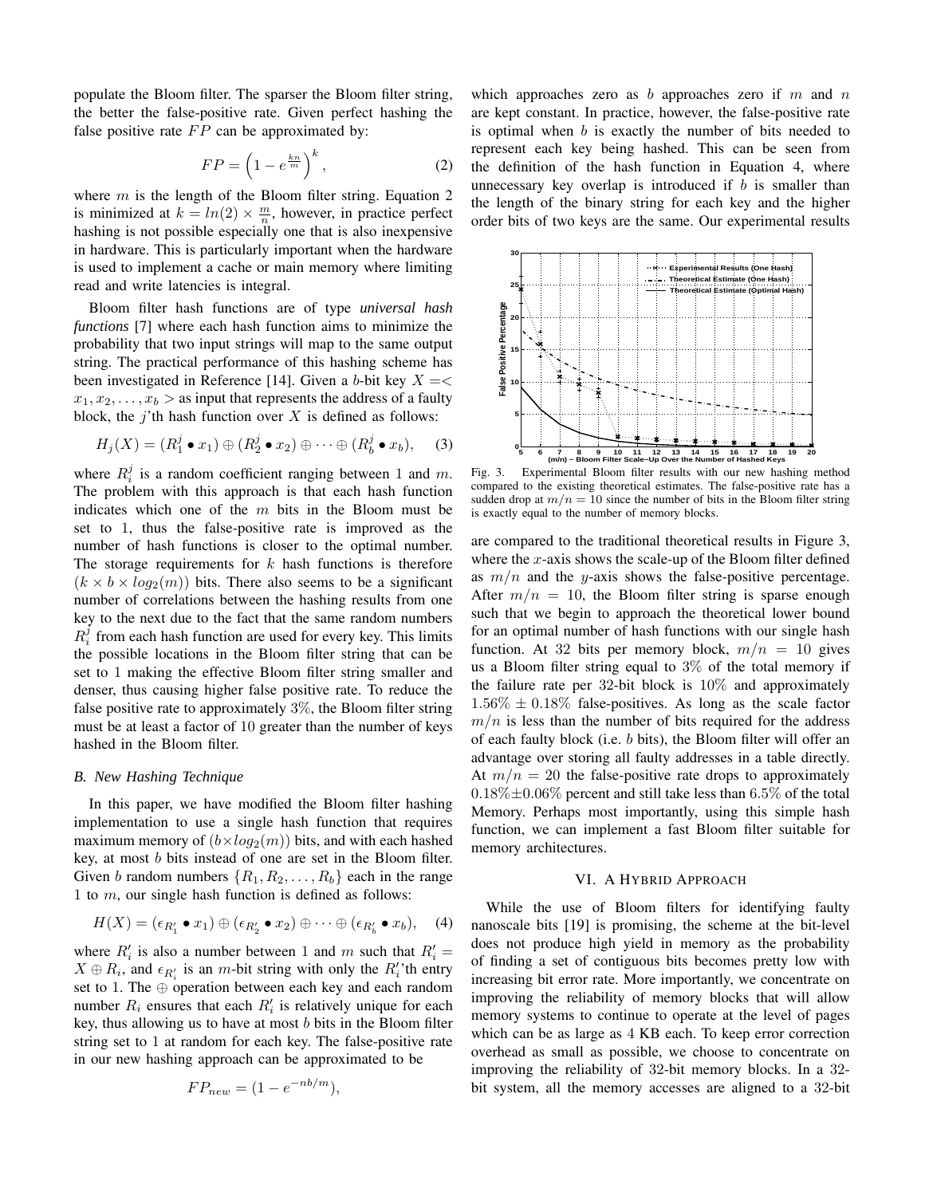populate the Bloom filter. The sparser the Bloom filter string, the better the false-positive rate. Given perfect hashing the false positive rate $FP$ can be approximated by:

$$FP = \left(1 - e^{\frac{kn}{m}}\right)^k, \tag{2}$$

where $m$ is the length of the Bloom filter string. Equation 2 is minimized at $k = ln(2) \times \frac{m}{n}$, however, in practice perfect hashing is not possible especially one that is also inexpensive in hardware. This is particularly important when the hardware is used to implement a cache or main memory where limiting read and write latencies is integral.

Bloom filter hash functions are of type *universal hash functions* [7] where each hash function aims to minimize the probability that two input strings will map to the same output string. The practical performance of this hashing scheme has been investigated in Reference [14]. Given a $b$-bit key $X =< x_1, x_2, \ldots, x_b >$ as input that represents the address of a faulty block, the $j$'th hash function over $X$ is defined as follows:

$$H_j(X) = (R_1^j \bullet x_1) \oplus (R_2^j \bullet x_2) \oplus \cdots \oplus (R_b^j \bullet x_b), \tag{3}$$

where $R_i^j$ is a random coefficient ranging between 1 and $m$. The problem with this approach is that each hash function indicates which one of the $m$ bits in the Bloom must be set to 1, thus the false-positive rate is improved as the number of hash functions is closer to the optimal number. The storage requirements for $k$ hash functions is therefore $(k \times b \times log_2(m))$ bits. There also seems to be a significant number of correlations between the hashing results from one key to the next due to the fact that the same random numbers $R_i^j$ from each hash function are used for every key. This limits the possible locations in the Bloom filter string that can be set to 1 making the effective Bloom filter string smaller and denser, thus causing higher false positive rate. To reduce the false positive rate to approximately 3%, the Bloom filter string must be at least a factor of 10 greater than the number of keys hashed in the Bloom filter.

### B. New Hashing Technique

In this paper, we have modified the Bloom filter hashing implementation to use a single hash function that requires maximum memory of $(b \times log_2(m))$ bits, and with each hashed key, at most $b$ bits instead of one are set in the Bloom filter. Given $b$ random numbers $\{R_1, R_2, \ldots, R_b\}$ each in the range 1 to $m$, our single hash function is defined as follows:

$$H(X) = (\epsilon_{R'_1} \bullet x_1) \oplus (\epsilon_{R'_2} \bullet x_2) \oplus \cdots \oplus (\epsilon_{R'_b} \bullet x_b), \tag{4}$$

where $R'_i$ is also a number between 1 and $m$ such that $R'_i = X \oplus R_i$, and $\epsilon_{R'_i}$ is an $m$-bit string with only the $R'_i$'th entry set to 1. The $\oplus$ operation between each key and each random number $R_i$ ensures that each $R'_i$ is relatively unique for each key, thus allowing us to have at most $b$ bits in the Bloom filter string set to 1 at random for each key. The false-positive rate in our new hashing approach can be approximated to be

$$FP_{new} = (1 - e^{-nb/m}),$$

which approaches zero as $b$ approaches zero if $m$ and $n$ are kept constant. In practice, however, the false-positive rate is optimal when $b$ is exactly the number of bits needed to represent each key being hashed. This can be seen from the definition of the hash function in Equation 4, where unnecessary key overlap is introduced if $b$ is smaller than the length of the binary string for each key and the higher order bits of two keys are the same. Our experimental results

Fig. 3. Experimental Bloom filter results with our new hashing method compared to the existing theoretical estimates. The false-positive rate has a sudden drop at $m/n = 10$ since the number of bits in the Bloom filter string is exactly equal to the number of memory blocks.

are compared to the traditional theoretical results in Figure 3, where the $x$-axis shows the scale-up of the Bloom filter defined as $m/n$ and the $y$-axis shows the false-positive percentage. After $m/n = 10$, the Bloom filter string is sparse enough such that we begin to approach the theoretical lower bound for an optimal number of hash functions with our single hash function. At 32 bits per memory block, $m/n = 10$ gives us a Bloom filter string equal to $3\%$ of the total memory if the failure rate per 32-bit block is $10\%$ and approximately $1.56\% \pm 0.18\%$ false-positives. As long as the scale factor $m/n$ is less than the number of bits required for the address of each faulty block (i.e. $b$ bits), the Bloom filter will offer an advantage over storing all faulty addresses in a table directly. At $m/n = 20$ the false-positive rate drops to approximately $0.18\% \pm 0.06\%$ percent and still take less than $6.5\%$ of the total Memory. Perhaps most importantly, using this simple hash function, we can implement a fast Bloom filter suitable for memory architectures.

## VI. A Hybrid Approach

While the use of Bloom filters for identifying faulty nanoscale bits [19] is promising, the scheme at the bit-level does not produce high yield in memory as the probability of finding a set of contiguous bits becomes pretty low with increasing bit error rate. More importantly, we concentrate on improving the reliability of memory blocks that will allow memory systems to continue to operate at the level of pages which can be as large as 4 KB each. To keep error correction overhead as small as possible, we choose to concentrate on improving the reliability of 32-bit memory blocks. In a 32-bit system, all the memory accesses are aligned to a 32-bit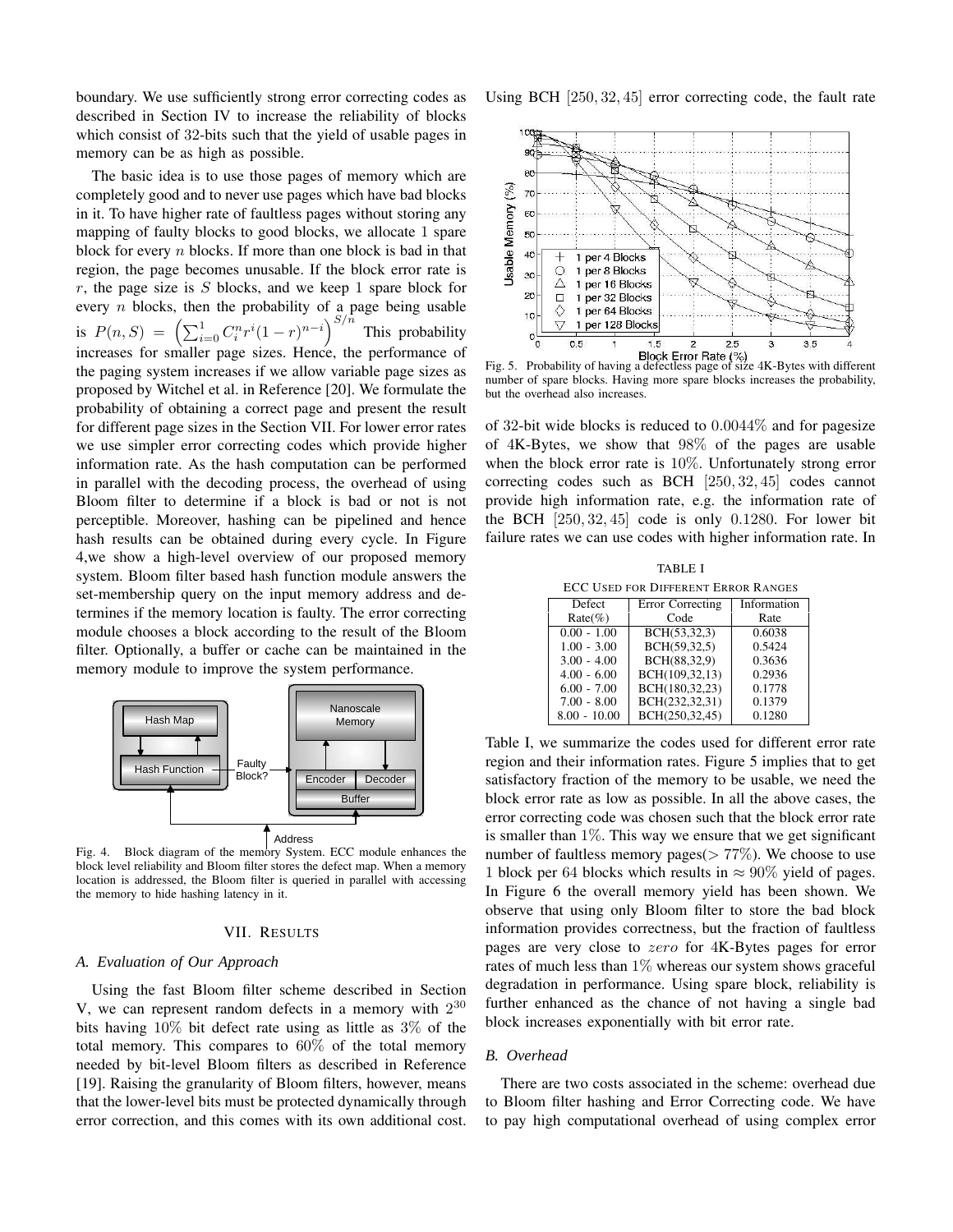boundary. We use sufficiently strong error correcting codes as described in Section IV to increase the reliability of blocks which consist of 32-bits such that the yield of usable pages in memory can be as high as possible.

The basic idea is to use those pages of memory which are completely good and to never use pages which have bad blocks in it. To have higher rate of faultless pages without storing any mapping of faulty blocks to good blocks, we allocate 1 spare block for every $n$ blocks. If more than one block is bad in that region, the page becomes unusable. If the block error rate is $r$, the page size is $S$ blocks, and we keep 1 spare block for every $n$ blocks, then the probability of a page being usable is $P(n, S) = \left(\sum_{i=0}^{1} C_i^n r^i (1-r)^{n-i}\right)^{S/n}$ This probability increases for smaller page sizes. Hence, the performance of the paging system increases if we allow variable page sizes as proposed by Witchel et al. in Reference [20]. We formulate the probability of obtaining a correct page and present the result for different page sizes in the Section VII. For lower error rates we use simpler error correcting codes which provide higher information rate. As the hash computation can be performed in parallel with the decoding process, the overhead of using Bloom filter to determine if a block is bad or not is not perceptible. Moreover, hashing can be pipelined and hence hash results can be obtained during every cycle. In Figure 4,we show a high-level overview of our proposed memory system. Bloom filter based hash function module answers the set-membership query on the input memory address and determines if the memory location is faulty. The error correcting module chooses a block according to the result of the Bloom filter. Optionally, a buffer or cache can be maintained in the memory module to improve the system performance.

Fig. 4. Block diagram of the memory System. ECC module enhances the block level reliability and Bloom filter stores the defect map. When a memory location is addressed, the Bloom filter is queried in parallel with accessing the memory to hide hashing latency in it.

## VII. Results

### A. Evaluation of Our Approach

Using the fast Bloom filter scheme described in Section V, we can represent random defects in a memory with $2^{30}$ bits having 10% bit defect rate using as little as 3% of the total memory. This compares to 60% of the total memory needed by bit-level Bloom filters as described in Reference [19]. Raising the granularity of Bloom filters, however, means that the lower-level bits must be protected dynamically through error correction, and this comes with its own additional cost. Using BCH $[250, 32, 45]$ error correcting code, the fault rate

Fig. 5. Probability of having a defectless page of size 4K-Bytes with different number of spare blocks. Having more spare blocks increases the probability, but the overhead also increases.

of 32-bit wide blocks is reduced to 0.0044% and for pagesize of 4K-Bytes, we show that 98% of the pages are usable when the block error rate is 10%. Unfortunately strong error correcting codes such as BCH $[250, 32, 45]$ codes cannot provide high information rate, e.g. the information rate of the BCH $[250, 32, 45]$ code is only 0.1280. For lower bit failure rates we can use codes with higher information rate. In Table I, we summarize the codes used for different error rate region and their information rates. Figure 5 implies that to get satisfactory fraction of the memory to be usable, we need the block error rate as low as possible. In all the above cases, the error correcting code was chosen such that the block error rate is smaller than 1%. This way we ensure that we get significant number of faultless memory pages($> 77\%$). We choose to use 1 block per 64 blocks which results in $\approx 90\%$ yield of pages. In Figure 6 the overall memory yield has been shown. We observe that using only Bloom filter to store the bad block information provides correctness, but the fraction of faultless pages are very close to *zero* for 4K-Bytes pages for error rates of much less than 1% whereas our system shows graceful degradation in performance. Using spare block, reliability is further enhanced as the chance of not having a single bad block increases exponentially with bit error rate.

TABLE I
ECC Used for Different Error Ranges

| Defect Rate(%) | Error Correcting Code | Information Rate |
|---|---|---|
| 0.00 - 1.00 | BCH(53,32,3) | 0.6038 |
| 1.00 - 3.00 | BCH(59,32,5) | 0.5424 |
| 3.00 - 4.00 | BCH(88,32,9) | 0.3636 |
| 4.00 - 6.00 | BCH(109,32,13) | 0.2936 |
| 6.00 - 7.00 | BCH(180,32,23) | 0.1778 |
| 7.00 - 8.00 | BCH(232,32,31) | 0.1379 |
| 8.00 - 10.00 | BCH(250,32,45) | 0.1280 |

### B. Overhead

There are two costs associated in the scheme: overhead due to Bloom filter hashing and Error Correcting code. We have to pay high computational overhead of using complex error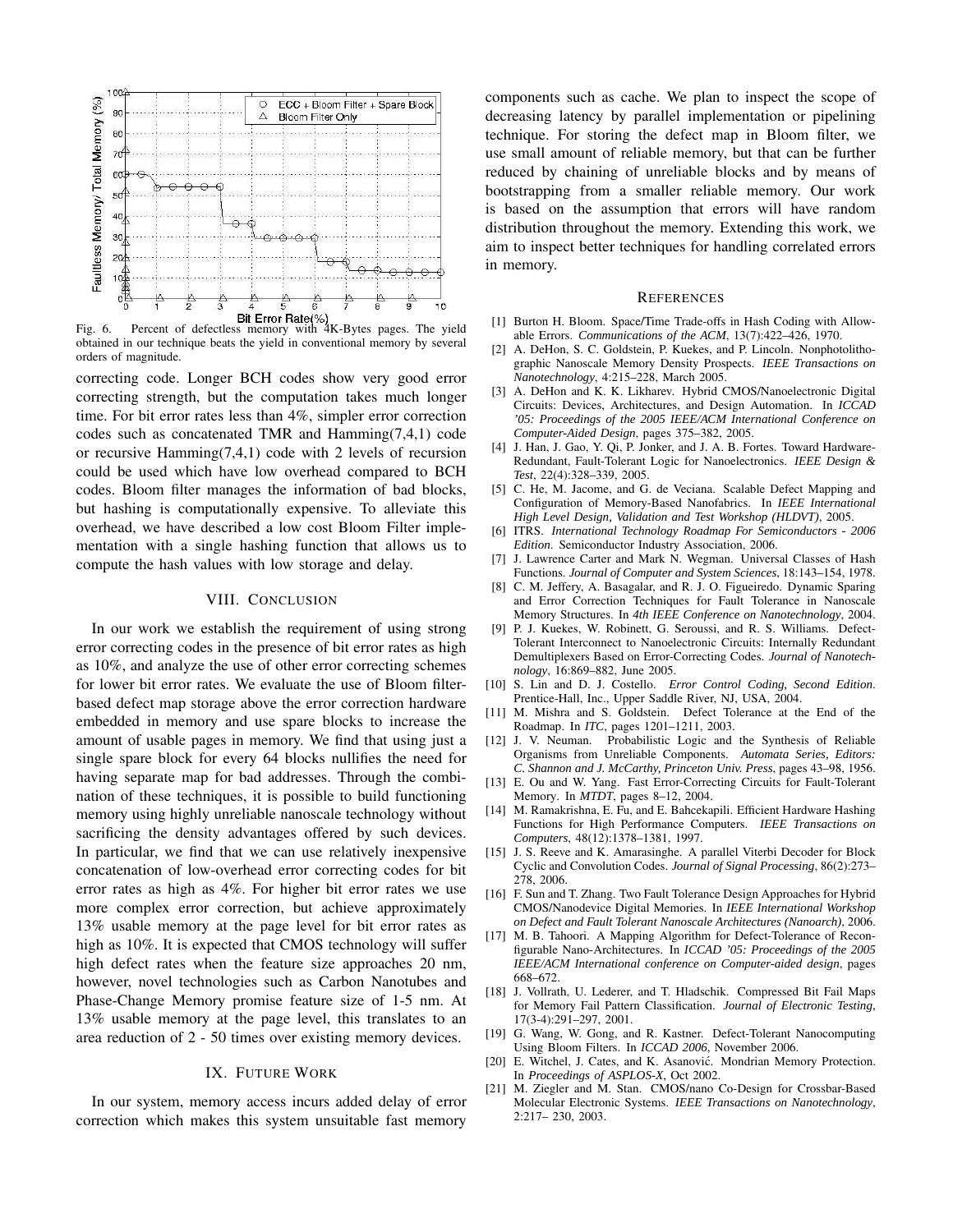100
90
80
70
60
50
40
30
20
10
0

Faultless Memory/ Total Memory (%)

0 1 2 3 4 5 6 7 8 9 10

Bit Error Rate(%)

○ ECC + Bloom Filter + Spare Block
△ Bloom Filter Only

Fig. 6. Percent of defectless memory with 4K-Bytes pages. The yield obtained in our technique beats the yield in conventional memory by several orders of magnitude.

correcting code. Longer BCH codes show very good error correcting strength, but the computation takes much longer time. For bit error rates less than 4%, simpler error correction codes such as concatenated TMR and Hamming(7,4,1) code or recursive Hamming(7,4,1) code with 2 levels of recursion could be used which have low overhead compared to BCH codes. Bloom filter manages the information of bad blocks, but hashing is computationally expensive. To alleviate this overhead, we have described a low cost Bloom Filter implementation with a single hashing function that allows us to compute the hash values with low storage and delay.

## VIII. Conclusion

In our work we establish the requirement of using strong error correcting codes in the presence of bit error rates as high as 10%, and analyze the use of other error correcting schemes for lower bit error rates. We evaluate the use of Bloom filter-based defect map storage above the error correction hardware embedded in memory and use spare blocks to increase the amount of usable pages in memory. We find that using just a single spare block for every 64 blocks nullifies the need for having separate map for bad addresses. Through the combination of these techniques, it is possible to build functioning memory using highly unreliable nanoscale technology without sacrificing the density advantages offered by such devices. In particular, we find that we can use relatively inexpensive concatenation of low-overhead error correcting codes for bit error rates as high as 4%. For higher bit error rates we use more complex error correction, but achieve approximately 13% usable memory at the page level for bit error rates as high as 10%. It is expected that CMOS technology will suffer high defect rates when the feature size approaches 20 nm, however, novel technologies such as Carbon Nanotubes and Phase-Change Memory promise feature size of 1-5 nm. At 13% usable memory at the page level, this translates to an area reduction of 2 - 50 times over existing memory devices.

## IX. Future Work

In our system, memory access incurs added delay of error correction which makes this system unsuitable fast memory components such as cache. We plan to inspect the scope of decreasing latency by parallel implementation or pipelining technique. For storing the defect map in Bloom filter, we use small amount of reliable memory, but that can be further reduced by chaining of unreliable blocks and by means of bootstrapping from a smaller reliable memory. Our work is based on the assumption that errors will have random distribution throughout the memory. Extending this work, we aim to inspect better techniques for handling correlated errors in memory.

## References

[1] Burton H. Bloom. Space/Time Trade-offs in Hash Coding with Allowable Errors. *Communications of the ACM*, 13(7):422–426, 1970.

[2] A. DeHon, S. C. Goldstein, P. Kuekes, and P. Lincoln. Nonphotolithographic Nanoscale Memory Density Prospects. *IEEE Transactions on Nanotechnology*, 4:215–228, March 2005.

[3] A. DeHon and K. K. Likharev. Hybrid CMOS/Nanoelectronic Digital Circuits: Devices, Architectures, and Design Automation. In *ICCAD '05: Proceedings of the 2005 IEEE/ACM International Conference on Computer-Aided Design*, pages 375–382, 2005.

[4] J. Han, J. Gao, Y. Qi, P. Jonker, and J. A. B. Fortes. Toward Hardware-Redundant, Fault-Tolerant Logic for Nanoelectronics. *IEEE Design & Test*, 22(4):328–339, 2005.

[5] C. He, M. Jacome, and G. de Veciana. Scalable Defect Mapping and Configuration of Memory-Based Nanofabrics. In *IEEE International High Level Design, Validation and Test Workshop (HLDVT)*, 2005.

[6] ITRS. *International Technology Roadmap For Semiconductors - 2006 Edition*. Semiconductor Industry Association, 2006.

[7] J. Lawrence Carter and Mark N. Wegman. Universal Classes of Hash Functions. *Journal of Computer and System Sciences*, 18:143–154, 1978.

[8] C. M. Jeffery, A. Basagalar, and R. J. O. Figueiredo. Dynamic Sparing and Error Correction Techniques for Fault Tolerance in Nanoscale Memory Structures. In *4th IEEE Conference on Nanotechnology*, 2004.

[9] P. J. Kuekes, W. Robinett, G. Seroussi, and R. S. Williams. Defect-Tolerant Interconnect to Nanoelectronic Circuits: Internally Redundant Demultiplexers Based on Error-Correcting Codes. *Journal of Nanotechnology*, 16:869–882, June 2005.

[10] S. Lin and D. J. Costello. *Error Control Coding, Second Edition*. Prentice-Hall, Inc., Upper Saddle River, NJ, USA, 2004.

[11] M. Mishra and S. Goldstein. Defect Tolerance at the End of the Roadmap. In *ITC*, pages 1201–1211, 2003.

[12] J. V. Neuman. Probabilistic Logic and the Synthesis of Reliable Organisms from Unreliable Components. *Automata Series, Editors: C. Shannon and J. McCarthy, Princeton Univ. Press*, pages 43–98, 1956.

[13] E. Ou and W. Yang. Fast Error-Correcting Circuits for Fault-Tolerant Memory. In *MTDT*, pages 8–12, 2004.

[14] M. Ramakrishna, E. Fu, and E. Bahcekapili. Efficient Hardware Hashing Functions for High Performance Computers. *IEEE Transactions on Computers*, 48(12):1378–1381, 1997.

[15] J. S. Reeve and K. Amarasinghe. A parallel Viterbi Decoder for Block Cyclic and Convolution Codes. *Journal of Signal Processing*, 86(2):273–278, 2006.

[16] F. Sun and T. Zhang. Two Fault Tolerance Design Approaches for Hybrid CMOS/Nanodevice Digital Memories. In *IEEE International Workshop on Defect and Fault Tolerant Nanoscale Architectures (Nanoarch)*, 2006.

[17] M. B. Tahoori. A Mapping Algorithm for Defect-Tolerance of Reconfigurable Nano-Architectures. In *ICCAD '05: Proceedings of the 2005 IEEE/ACM International conference on Computer-aided design*, pages 668–672.

[18] J. Vollrath, U. Lederer, and T. Hladschik. Compressed Bit Fail Maps for Memory Fail Pattern Classification. *Journal of Electronic Testing*, 17(3-4):291–297, 2001.

[19] G. Wang, W. Gong, and R. Kastner. Defect-Tolerant Nanocomputing Using Bloom Filters. In *ICCAD 2006*, November 2006.

[20] E. Witchel, J. Cates, and K. Asanović. Mondrian Memory Protection. In *Proceedings of ASPLOS-X*, Oct 2002.

[21] M. Ziegler and M. Stan. CMOS/nano Co-Design for Crossbar-Based Molecular Electronic Systems. *IEEE Transactions on Nanotechnology*, 2:217– 230, 2003.